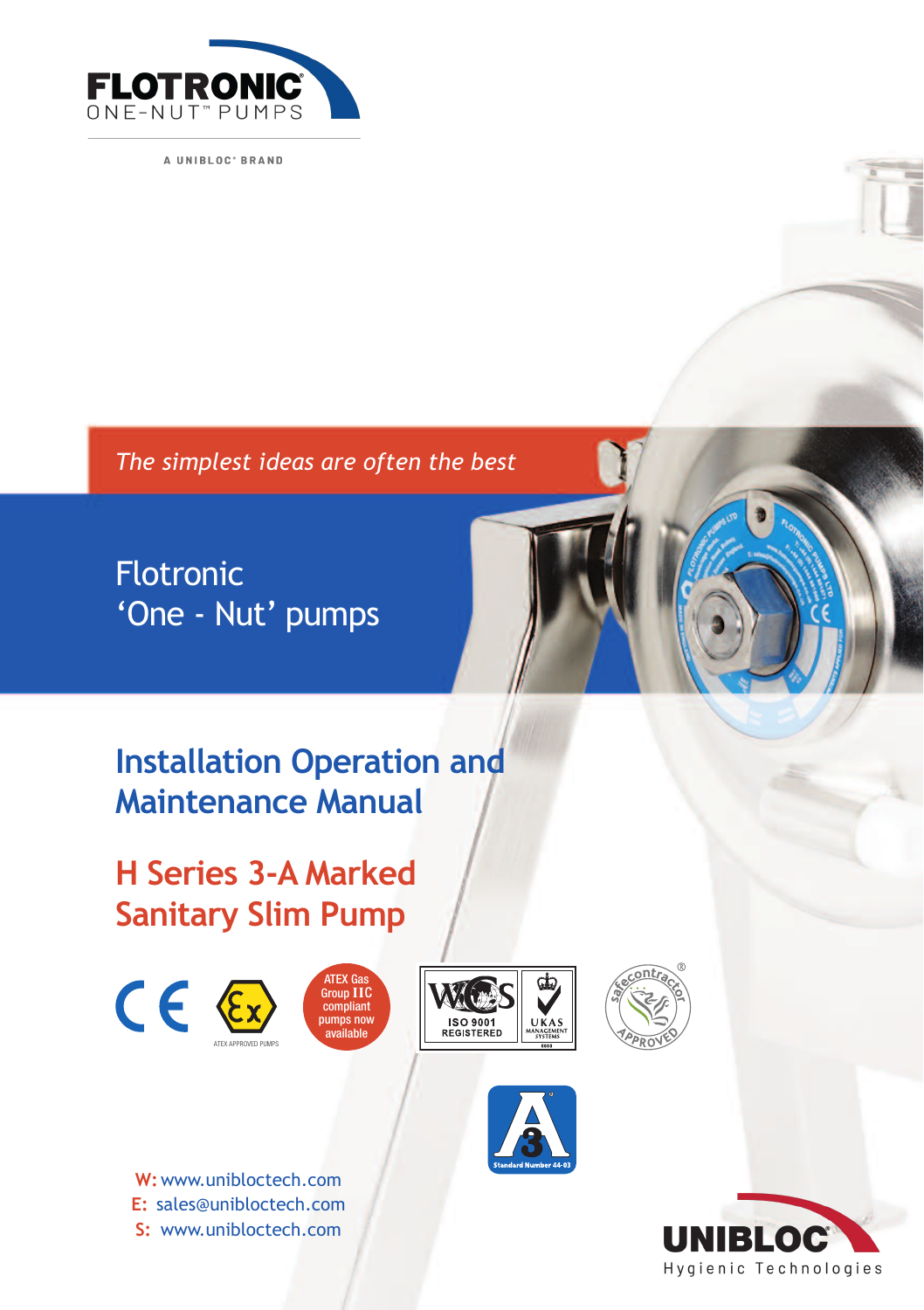FLOTRONIC®
ONE-NUT™ PUMPS

A UNIBLOC® BRAND

*The simplest ideas are often the best*

# Flotronic 'One - Nut' pumps

## Installation Operation and Maintenance Manual

## H Series 3-A Marked Sanitary Slim Pump

ATEX APPROVED PUMPS

ATEX Gas Group IIC compliant pumps now available

ISO 9001 REGISTERED

UKAS MANAGEMENT SYSTEMS

safecontractor® APPROVED

Standard Number 44-03

**W:** www.uniblictech.com
**E:** sales@unibloctech.com
**S:** www.unibloctech.com

UNIBLOC®
Hygienic Technologies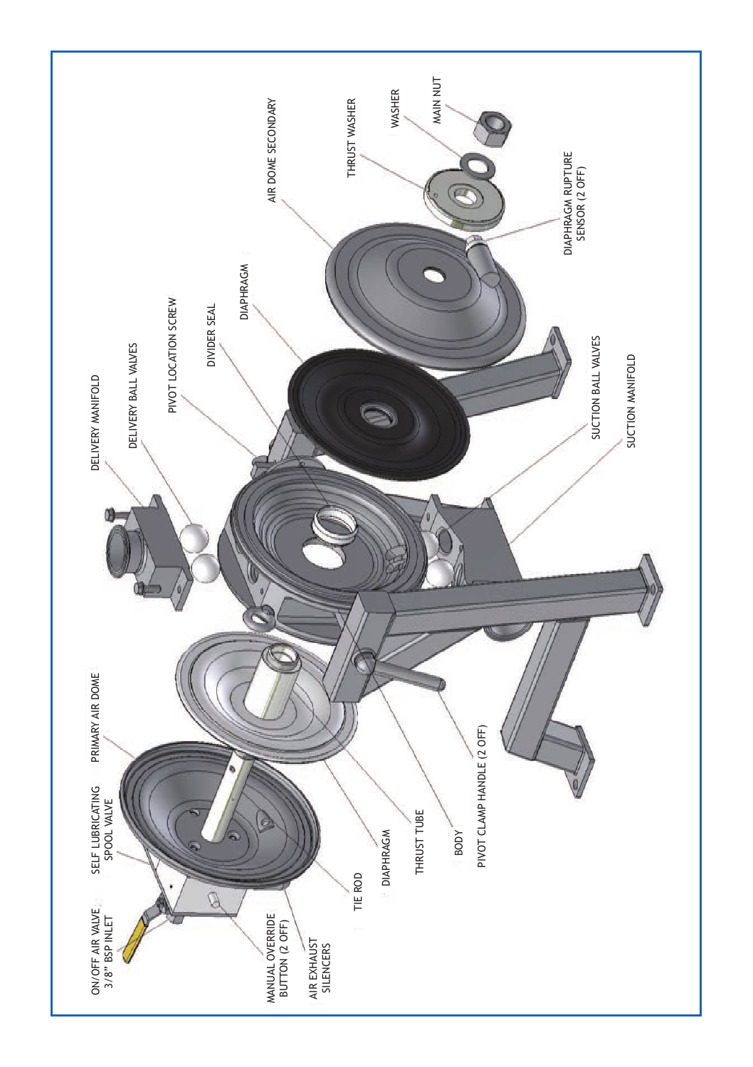ON/OFF AIR VALVE 3/8" BSP INLET

SELF LUBRICATING SPOOL VALVE

PRIMARY AIR DOME

DELIVERY MANIFOLD

DELIVERY BALL VALVES

PIVOT LOCATION SCREW

DIVIDER SEAL

DIAPHRAGM

AIR DOME SECONDARY

THRUST WASHER

WASHER

MAIN NUT

DIAPHRAGM RUPTURE SENSOR (2 OFF)

SUCTION BALL VALVES

SUCTION MANIFOLD

MANUAL OVERRIDE BUTTON (2 OFF)

AIR EXHAUST SILENCERS

TIE ROD

DIAPHRAGM

THRUST TUBE

BODY

PIVOT CLAMP HANDLE (2 OFF)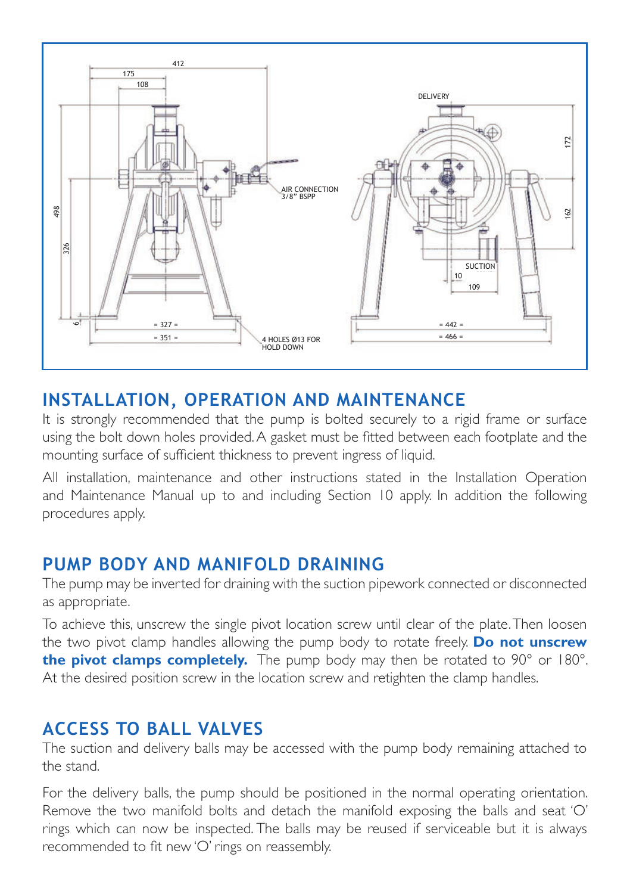## INSTALLATION, OPERATION AND MAINTENANCE

It is strongly recommended that the pump is bolted securely to a rigid frame or surface using the bolt down holes provided. A gasket must be fitted between each footplate and the mounting surface of sufficient thickness to prevent ingress of liquid.

All installation, maintenance and other instructions stated in the Installation Operation and Maintenance Manual up to and including Section 10 apply. In addition the following procedures apply.

## PUMP BODY AND MANIFOLD DRAINING

The pump may be inverted for draining with the suction pipework connected or disconnected as appropriate.

To achieve this, unscrew the single pivot location screw until clear of the plate. Then loosen the two pivot clamp handles allowing the pump body to rotate freely. **Do not unscrew the pivot clamps completely.** The pump body may then be rotated to 90° or 180°. At the desired position screw in the location screw and retighten the clamp handles.

## ACCESS TO BALL VALVES

The suction and delivery balls may be accessed with the pump body remaining attached to the stand.

For the delivery balls, the pump should be positioned in the normal operating orientation. Remove the two manifold bolts and detach the manifold exposing the balls and seat 'O' rings which can now be inspected. The balls may be reused if serviceable but it is always recommended to fit new 'O' rings on reassembly.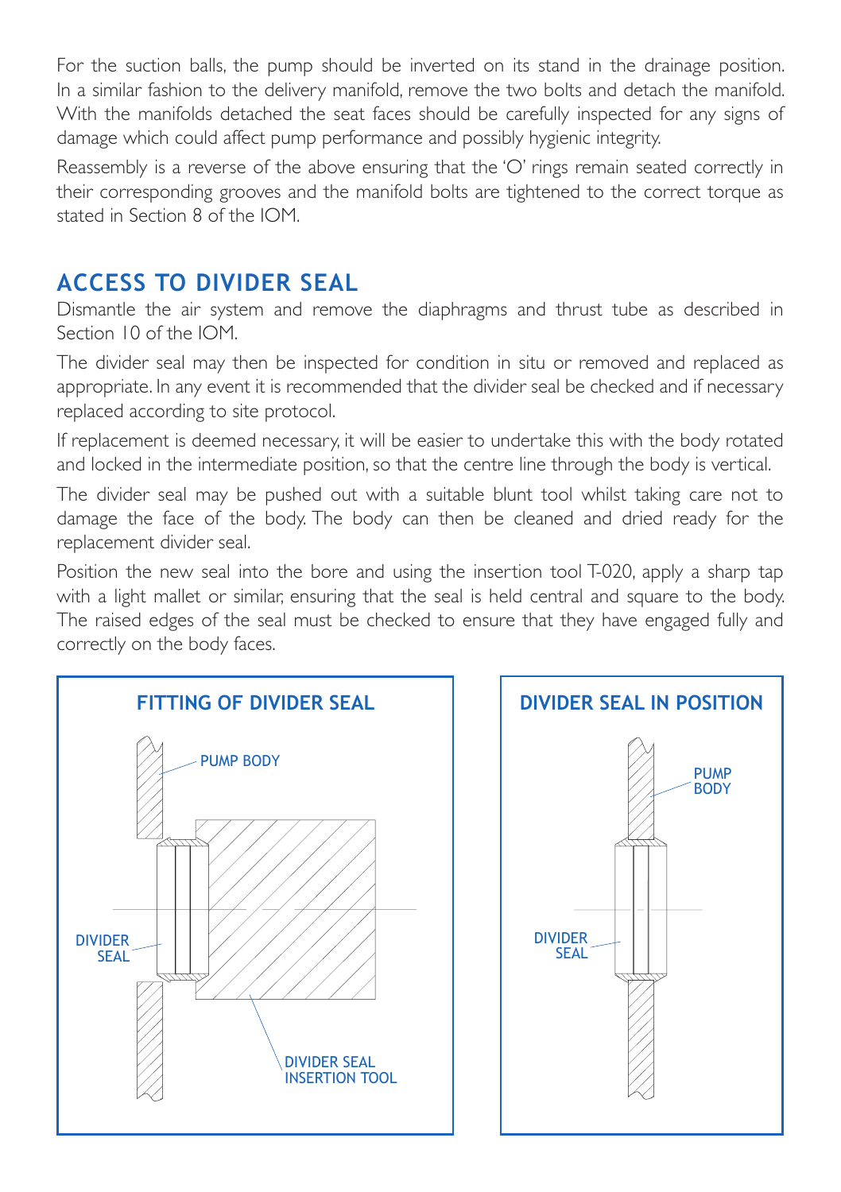For the suction balls, the pump should be inverted on its stand in the drainage position. In a similar fashion to the delivery manifold, remove the two bolts and detach the manifold. With the manifolds detached the seat faces should be carefully inspected for any signs of damage which could affect pump performance and possibly hygienic integrity.

Reassembly is a reverse of the above ensuring that the 'O' rings remain seated correctly in their corresponding grooves and the manifold bolts are tightened to the correct torque as stated in Section 8 of the IOM.

## ACCESS TO DIVIDER SEAL

Dismantle the air system and remove the diaphragms and thrust tube as described in Section 10 of the IOM.

The divider seal may then be inspected for condition in situ or removed and replaced as appropriate. In any event it is recommended that the divider seal be checked and if necessary replaced according to site protocol.

If replacement is deemed necessary, it will be easier to undertake this with the body rotated and locked in the intermediate position, so that the centre line through the body is vertical.

The divider seal may be pushed out with a suitable blunt tool whilst taking care not to damage the face of the body. The body can then be cleaned and dried ready for the replacement divider seal.

Position the new seal into the bore and using the insertion tool T-020, apply a sharp tap with a light mallet or similar, ensuring that the seal is held central and square to the body. The raised edges of the seal must be checked to ensure that they have engaged fully and correctly on the body faces.

**FITTING OF DIVIDER SEAL**

PUMP BODY

DIVIDER SEAL

DIVIDER SEAL INSERTION TOOL

**DIVIDER SEAL IN POSITION**

PUMP BODY

DIVIDER SEAL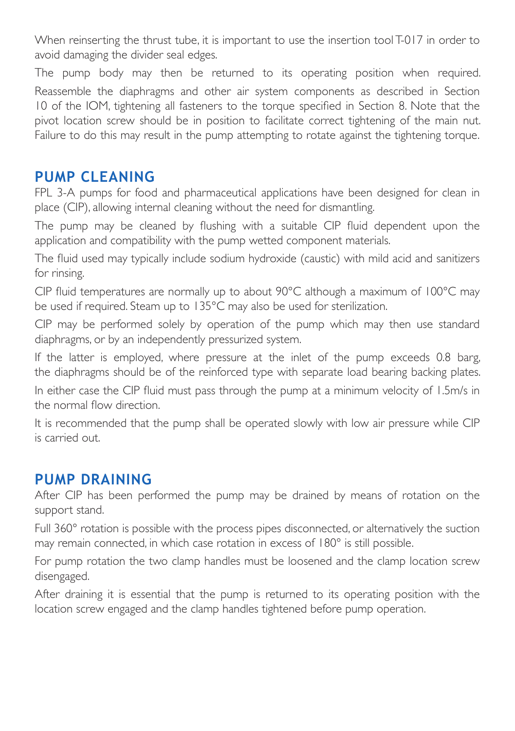When reinserting the thrust tube, it is important to use the insertion tool T-017 in order to avoid damaging the divider seal edges.

The pump body may then be returned to its operating position when required. Reassemble the diaphragms and other air system components as described in Section 10 of the IOM, tightening all fasteners to the torque specified in Section 8. Note that the pivot location screw should be in position to facilitate correct tightening of the main nut. Failure to do this may result in the pump attempting to rotate against the tightening torque.

## PUMP CLEANING

FPL 3-A pumps for food and pharmaceutical applications have been designed for clean in place (CIP), allowing internal cleaning without the need for dismantling.

The pump may be cleaned by flushing with a suitable CIP fluid dependent upon the application and compatibility with the pump wetted component materials.

The fluid used may typically include sodium hydroxide (caustic) with mild acid and sanitizers for rinsing.

CIP fluid temperatures are normally up to about 90°C although a maximum of 100°C may be used if required. Steam up to 135°C may also be used for sterilization.

CIP may be performed solely by operation of the pump which may then use standard diaphragms, or by an independently pressurized system.

If the latter is employed, where pressure at the inlet of the pump exceeds 0.8 barg, the diaphragms should be of the reinforced type with separate load bearing backing plates.

In either case the CIP fluid must pass through the pump at a minimum velocity of 1.5m/s in the normal flow direction.

It is recommended that the pump shall be operated slowly with low air pressure while CIP is carried out.

## PUMP DRAINING

After CIP has been performed the pump may be drained by means of rotation on the support stand.

Full 360° rotation is possible with the process pipes disconnected, or alternatively the suction may remain connected, in which case rotation in excess of 180° is still possible.

For pump rotation the two clamp handles must be loosened and the clamp location screw disengaged.

After draining it is essential that the pump is returned to its operating position with the location screw engaged and the clamp handles tightened before pump operation.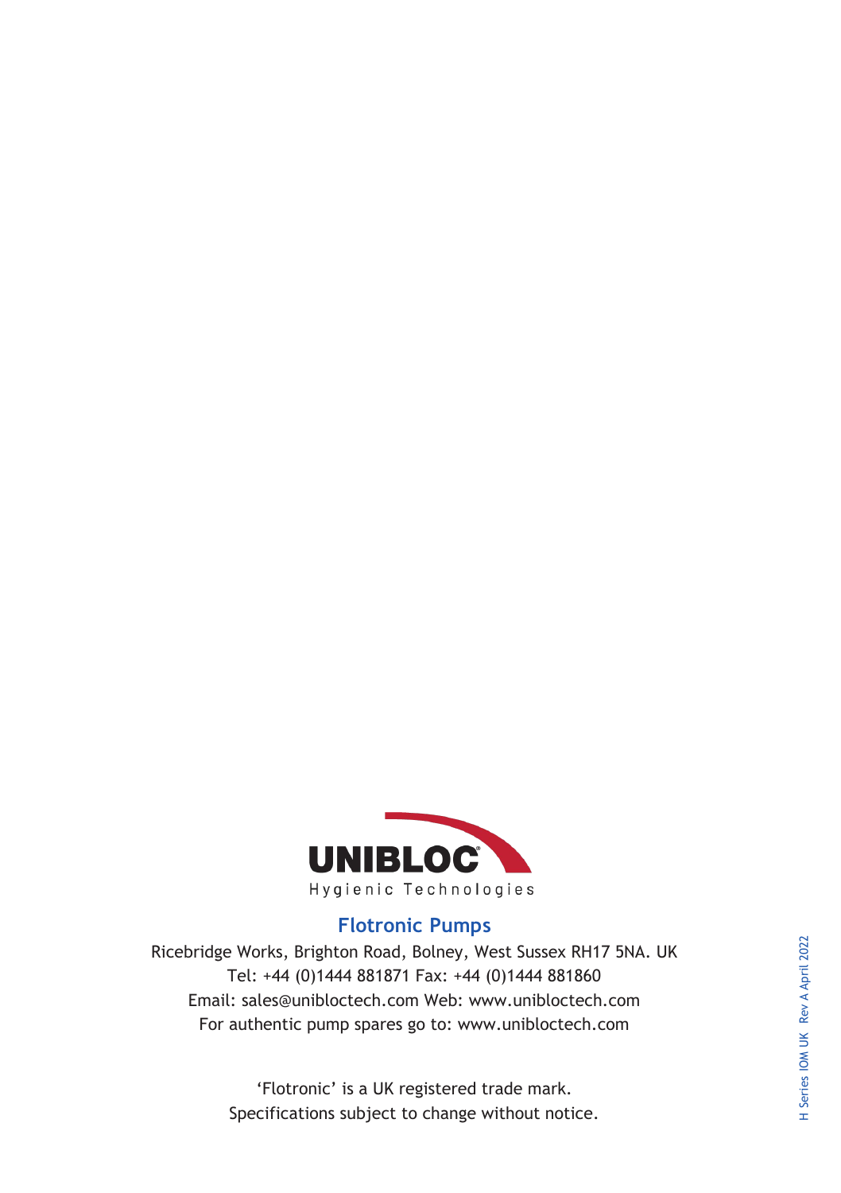UNIBLOC®

Hygienic Technologies

## Flotronic Pumps

Ricebridge Works, Brighton Road, Bolney, West Sussex RH17 5NA. UK
Tel: +44 (0)1444 881871 Fax: +44 (0)1444 881860
Email: sales@unibloctech.com Web: www.unibloctech.com
For authentic pump spares go to: www.unibloctech.com

'Flotronic' is a UK registered trade mark.
Specifications subject to change without notice.

H Series IOM UK Rev A April 2022